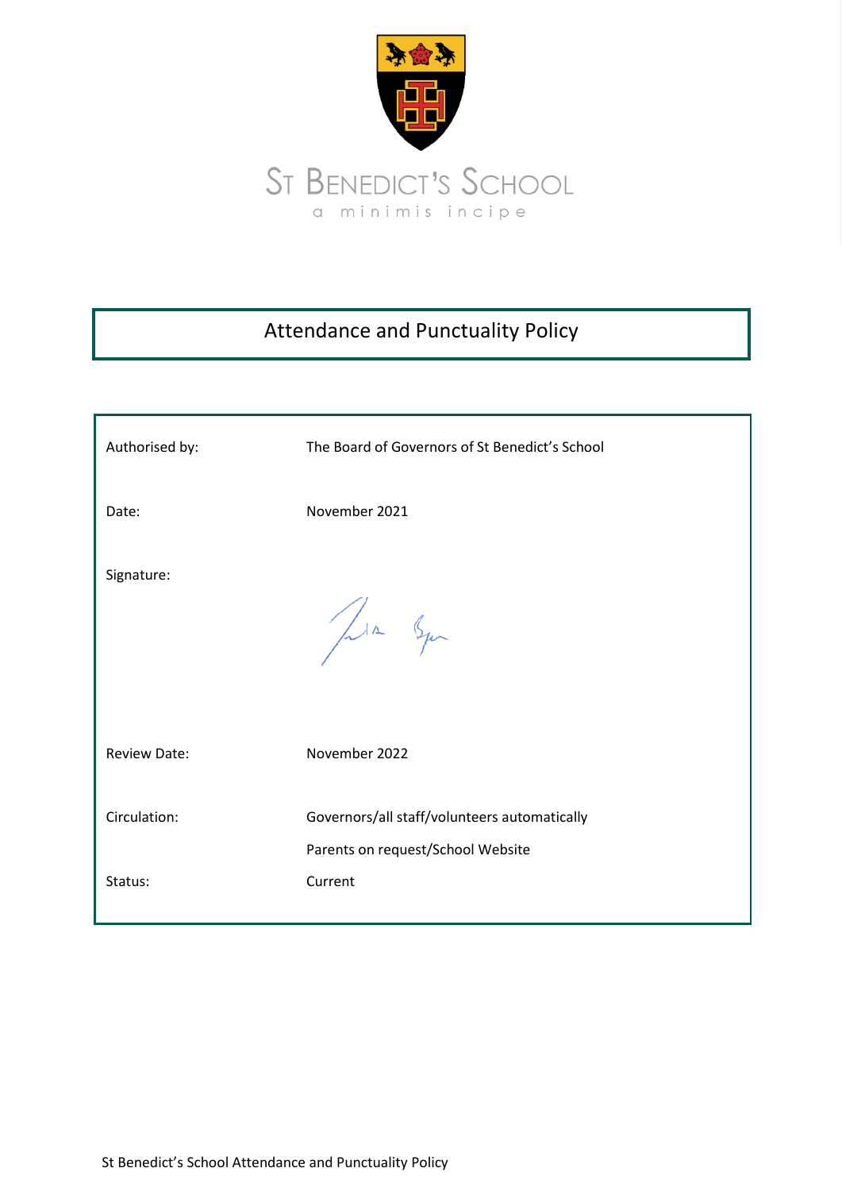ST BENEDICT'S SCHOOL

a minimis incipe

# Attendance and Punctuality Policy

| | |
|---|---|
| Authorised by: | The Board of Governors of St Benedict's School |
| Date: | November 2021 |
| Signature: | |
| Review Date: | November 2022 |
| Circulation: | Governors/all staff/volunteers automatically<br>Parents on request/School Website |
| Status: | Current |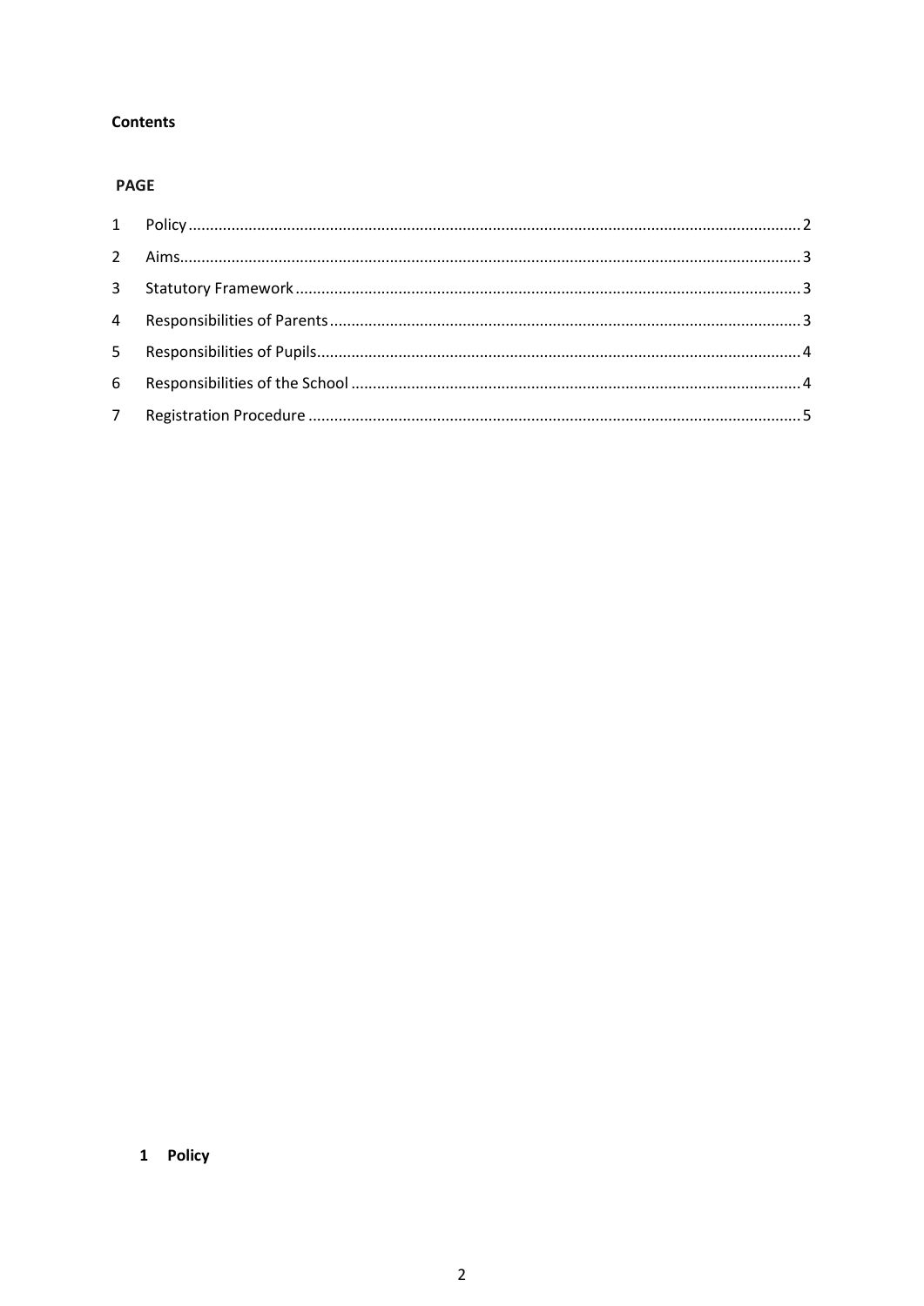**Contents**

**PAGE**

| | | |
|---|---|---|
| 1 | Policy | 2 |
| 2 | Aims | 3 |
| 3 | Statutory Framework | 3 |
| 4 | Responsibilities of Parents | 3 |
| 5 | Responsibilities of Pupils | 4 |
| 6 | Responsibilities of the School | 4 |
| 7 | Registration Procedure | 5 |

## 1 Policy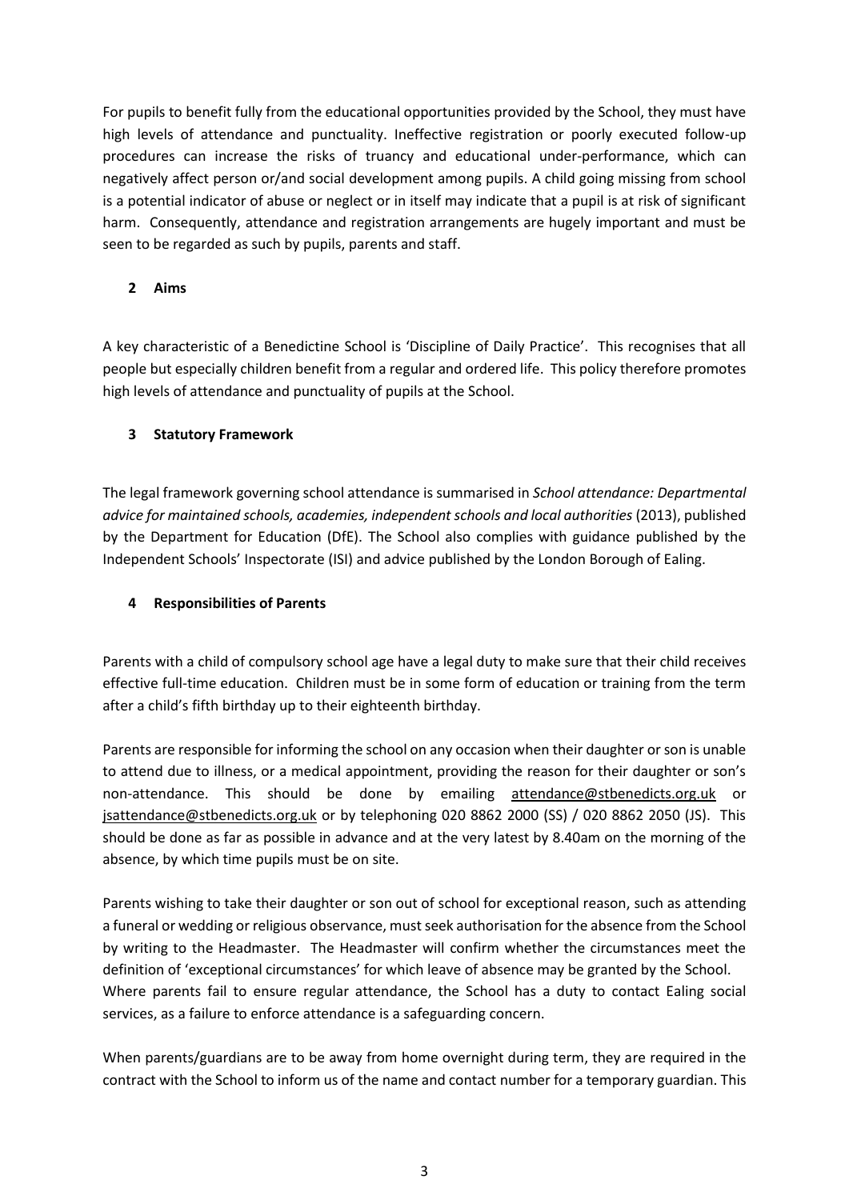For pupils to benefit fully from the educational opportunities provided by the School, they must have high levels of attendance and punctuality. Ineffective registration or poorly executed follow-up procedures can increase the risks of truancy and educational under-performance, which can negatively affect person or/and social development among pupils. A child going missing from school is a potential indicator of abuse or neglect or in itself may indicate that a pupil is at risk of significant harm. Consequently, attendance and registration arrangements are hugely important and must be seen to be regarded as such by pupils, parents and staff.

## 2 Aims

A key characteristic of a Benedictine School is 'Discipline of Daily Practice'. This recognises that all people but especially children benefit from a regular and ordered life. This policy therefore promotes high levels of attendance and punctuality of pupils at the School.

## 3 Statutory Framework

The legal framework governing school attendance is summarised in *School attendance: Departmental advice for maintained schools, academies, independent schools and local authorities* (2013), published by the Department for Education (DfE). The School also complies with guidance published by the Independent Schools' Inspectorate (ISI) and advice published by the London Borough of Ealing.

## 4 Responsibilities of Parents

Parents with a child of compulsory school age have a legal duty to make sure that their child receives effective full-time education. Children must be in some form of education or training from the term after a child's fifth birthday up to their eighteenth birthday.

Parents are responsible for informing the school on any occasion when their daughter or son is unable to attend due to illness, or a medical appointment, providing the reason for their daughter or son's non-attendance. This should be done by emailing attendance@stbenedicts.org.uk or jsattendance@stbenedicts.org.uk or by telephoning 020 8862 2000 (SS) / 020 8862 2050 (JS). This should be done as far as possible in advance and at the very latest by 8.40am on the morning of the absence, by which time pupils must be on site.

Parents wishing to take their daughter or son out of school for exceptional reason, such as attending a funeral or wedding or religious observance, must seek authorisation for the absence from the School by writing to the Headmaster. The Headmaster will confirm whether the circumstances meet the definition of 'exceptional circumstances' for which leave of absence may be granted by the School. Where parents fail to ensure regular attendance, the School has a duty to contact Ealing social services, as a failure to enforce attendance is a safeguarding concern.

When parents/guardians are to be away from home overnight during term, they are required in the contract with the School to inform us of the name and contact number for a temporary guardian. This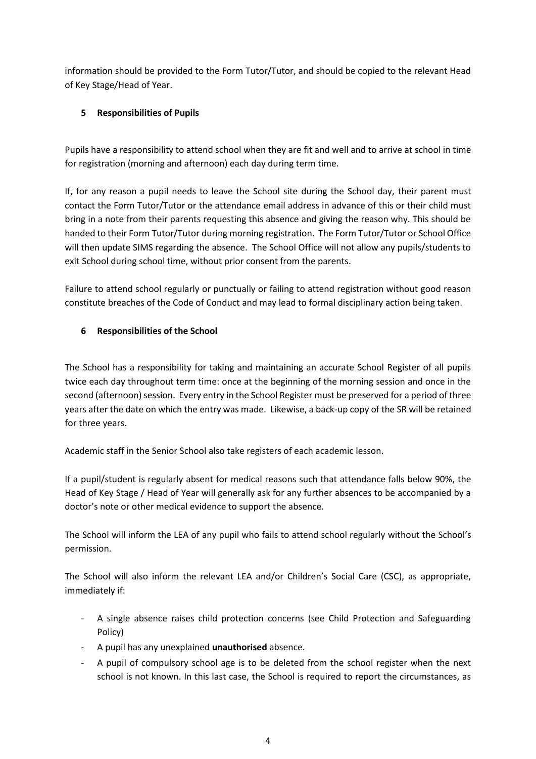information should be provided to the Form Tutor/Tutor, and should be copied to the relevant Head of Key Stage/Head of Year.

## 5 Responsibilities of Pupils

Pupils have a responsibility to attend school when they are fit and well and to arrive at school in time for registration (morning and afternoon) each day during term time.

If, for any reason a pupil needs to leave the School site during the School day, their parent must contact the Form Tutor/Tutor or the attendance email address in advance of this or their child must bring in a note from their parents requesting this absence and giving the reason why. This should be handed to their Form Tutor/Tutor during morning registration. The Form Tutor/Tutor or School Office will then update SIMS regarding the absence. The School Office will not allow any pupils/students to exit School during school time, without prior consent from the parents.

Failure to attend school regularly or punctually or failing to attend registration without good reason constitute breaches of the Code of Conduct and may lead to formal disciplinary action being taken.

## 6 Responsibilities of the School

The School has a responsibility for taking and maintaining an accurate School Register of all pupils twice each day throughout term time: once at the beginning of the morning session and once in the second (afternoon) session. Every entry in the School Register must be preserved for a period of three years after the date on which the entry was made. Likewise, a back-up copy of the SR will be retained for three years.

Academic staff in the Senior School also take registers of each academic lesson.

If a pupil/student is regularly absent for medical reasons such that attendance falls below 90%, the Head of Key Stage / Head of Year will generally ask for any further absences to be accompanied by a doctor's note or other medical evidence to support the absence.

The School will inform the LEA of any pupil who fails to attend school regularly without the School's permission.

The School will also inform the relevant LEA and/or Children's Social Care (CSC), as appropriate, immediately if:

- A single absence raises child protection concerns (see Child Protection and Safeguarding Policy)
- A pupil has any unexplained **unauthorised** absence.
- A pupil of compulsory school age is to be deleted from the school register when the next school is not known. In this last case, the School is required to report the circumstances, as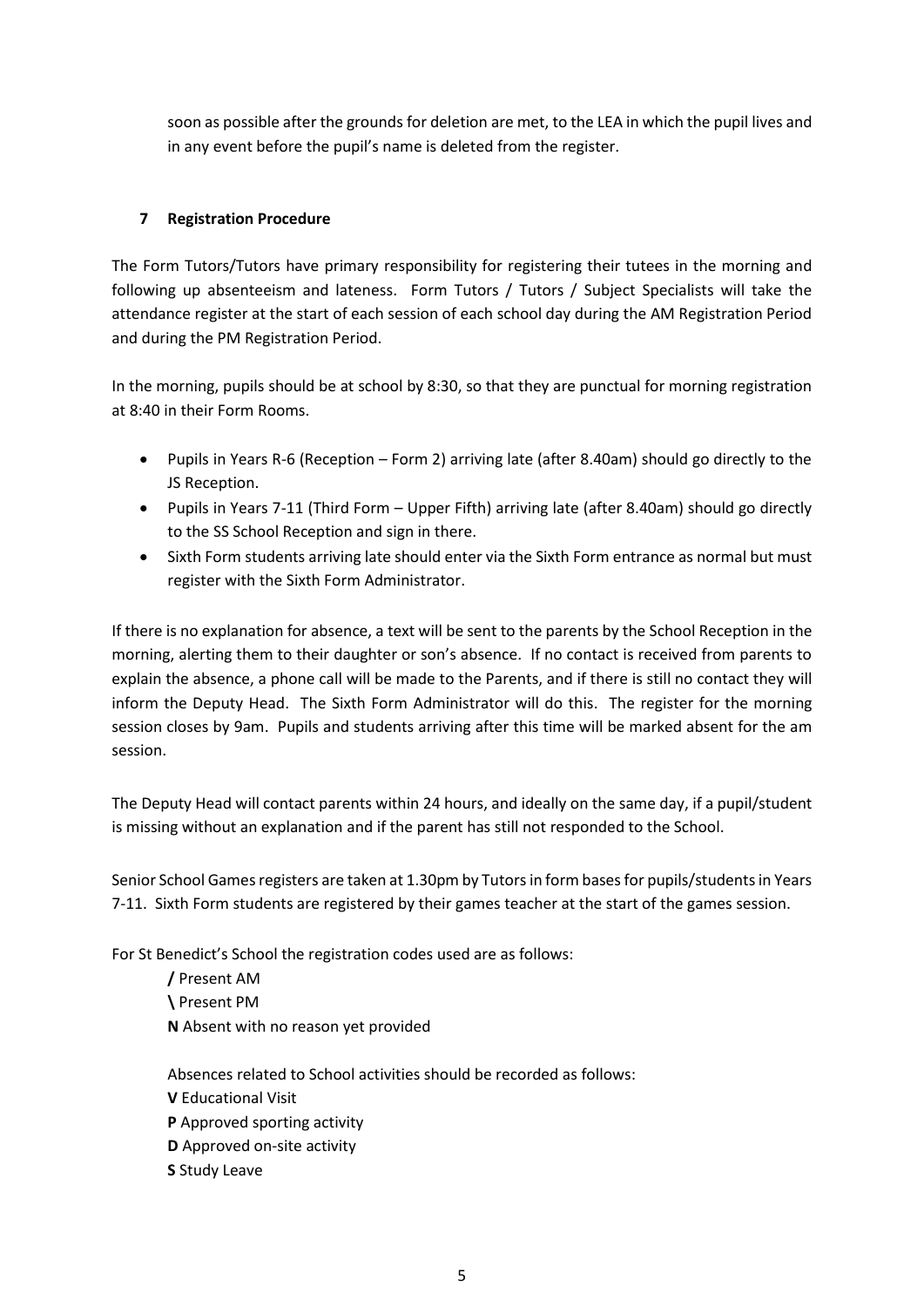soon as possible after the grounds for deletion are met, to the LEA in which the pupil lives and in any event before the pupil's name is deleted from the register.

## 7 Registration Procedure

The Form Tutors/Tutors have primary responsibility for registering their tutees in the morning and following up absenteeism and lateness. Form Tutors / Tutors / Subject Specialists will take the attendance register at the start of each session of each school day during the AM Registration Period and during the PM Registration Period.

In the morning, pupils should be at school by 8:30, so that they are punctual for morning registration at 8:40 in their Form Rooms.

- Pupils in Years R-6 (Reception – Form 2) arriving late (after 8.40am) should go directly to the JS Reception.
- Pupils in Years 7-11 (Third Form – Upper Fifth) arriving late (after 8.40am) should go directly to the SS School Reception and sign in there.
- Sixth Form students arriving late should enter via the Sixth Form entrance as normal but must register with the Sixth Form Administrator.

If there is no explanation for absence, a text will be sent to the parents by the School Reception in the morning, alerting them to their daughter or son's absence. If no contact is received from parents to explain the absence, a phone call will be made to the Parents, and if there is still no contact they will inform the Deputy Head. The Sixth Form Administrator will do this. The register for the morning session closes by 9am. Pupils and students arriving after this time will be marked absent for the am session.

The Deputy Head will contact parents within 24 hours, and ideally on the same day, if a pupil/student is missing without an explanation and if the parent has still not responded to the School.

Senior School Games registers are taken at 1.30pm by Tutors in form bases for pupils/students in Years 7-11. Sixth Form students are registered by their games teacher at the start of the games session.

For St Benedict's School the registration codes used are as follows:

**/** Present AM
**\\** Present PM
**N** Absent with no reason yet provided

Absences related to School activities should be recorded as follows:
**V** Educational Visit
**P** Approved sporting activity
**D** Approved on-site activity
**S** Study Leave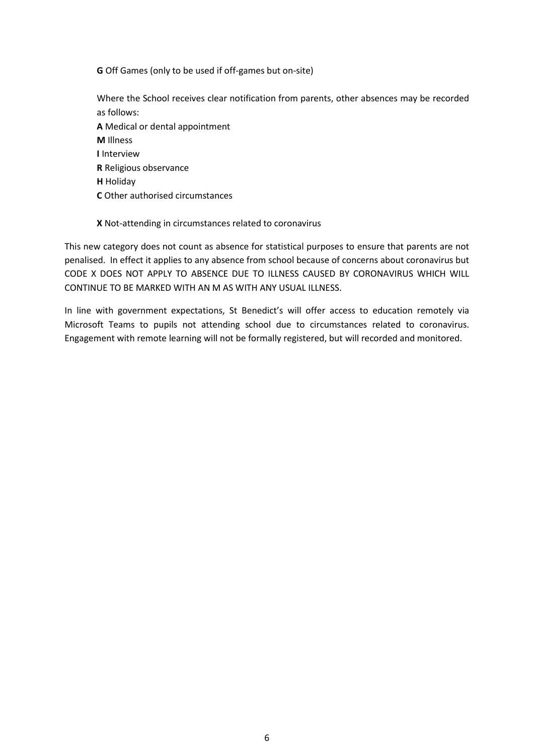**G** Off Games (only to be used if off-games but on-site)

Where the School receives clear notification from parents, other absences may be recorded as follows:

**A** Medical or dental appointment
**M** Illness
**I** Interview
**R** Religious observance
**H** Holiday
**C** Other authorised circumstances

**X** Not-attending in circumstances related to coronavirus

This new category does not count as absence for statistical purposes to ensure that parents are not penalised. In effect it applies to any absence from school because of concerns about coronavirus but CODE X DOES NOT APPLY TO ABSENCE DUE TO ILLNESS CAUSED BY CORONAVIRUS WHICH WILL CONTINUE TO BE MARKED WITH AN M AS WITH ANY USUAL ILLNESS.

In line with government expectations, St Benedict's will offer access to education remotely via Microsoft Teams to pupils not attending school due to circumstances related to coronavirus. Engagement with remote learning will not be formally registered, but will recorded and monitored.